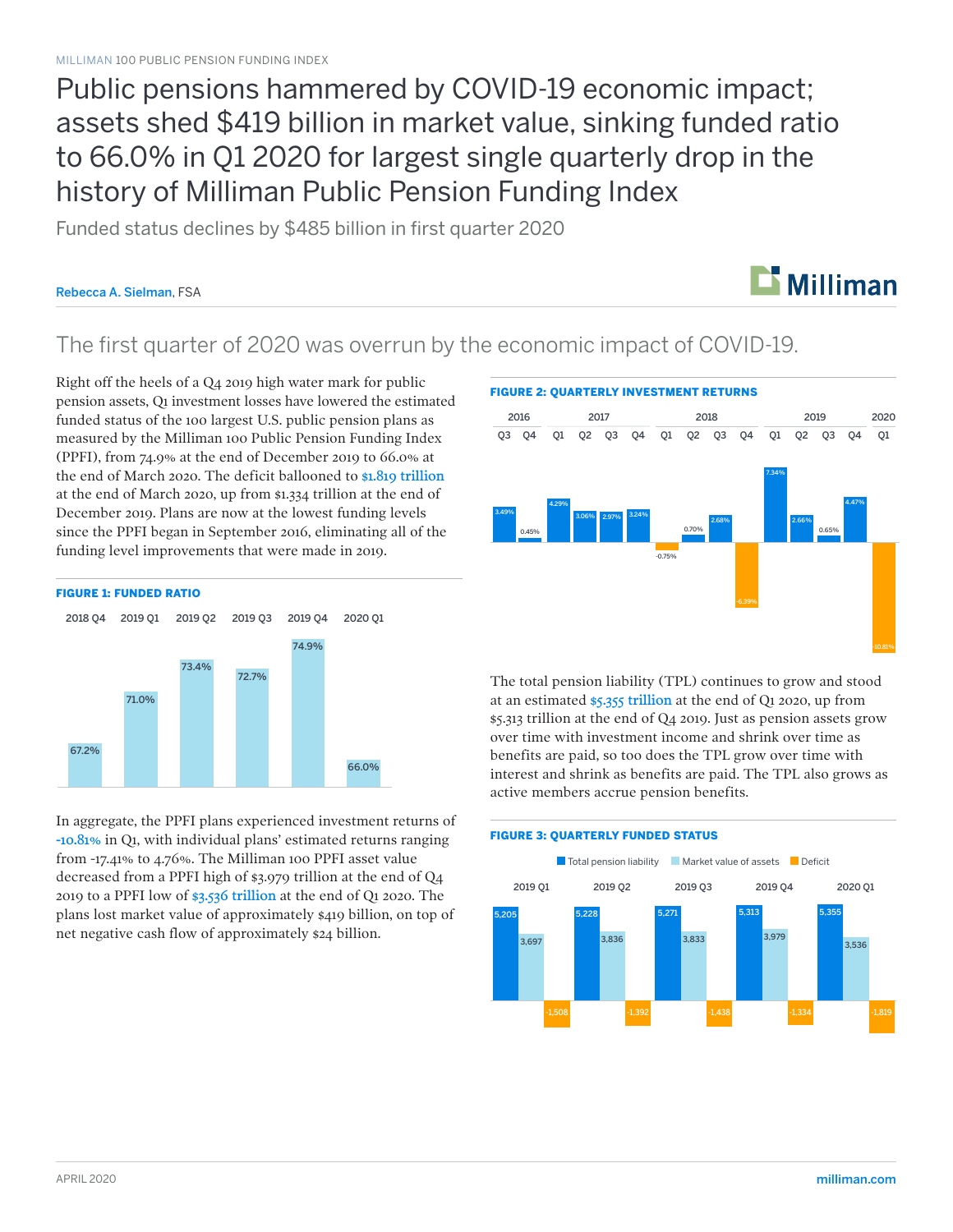MILLIMAN 100 PUBLIC PENSION FUNDING INDEX

# Public pensions hammered by COVID-19 economic impact; assets shed $419 billion in market value, sinking funded ratio to 66.0% in Q1 2020 for largest single quarterly drop in the history of Milliman Public Pension Funding Index

Funded status declines by $485 billion in first quarter 2020

Rebecca A. Sielman, FSA

## The first quarter of 2020 was overrun by the economic impact of COVID-19.

Right off the heels of a Q4 2019 high water mark for public pension assets, Q1 investment losses have lowered the estimated funded status of the 100 largest U.S. public pension plans as measured by the Milliman 100 Public Pension Funding Index (PPFI), from 74.9% at the end of December 2019 to 66.0% at the end of March 2020. The deficit ballooned to $1.819 trillion at the end of March 2020, up from $1.334 trillion at the end of December 2019. Plans are now at the lowest funding levels since the PPFI began in September 2016, eliminating all of the funding level improvements that were made in 2019.

**FIGURE 1: FUNDED RATIO**

| 2018 Q4 | 2019 Q1 | 2019 Q2 | 2019 Q3 | 2019 Q4 | 2020 Q1 |
|---|---|---|---|---|---|
| 67.2% | 71.0% | 73.4% | 72.7% | 74.9% | 66.0% |

In aggregate, the PPFI plans experienced investment returns of -10.81% in Q1, with individual plans' estimated returns ranging from -17.41% to 4.76%. The Milliman 100 PPFI asset value decreased from a PPFI high of $3.979 trillion at the end of Q4 2019 to a PPFI low of $3.536 trillion at the end of Q1 2020. The plans lost market value of approximately $419 billion, on top of net negative cash flow of approximately $24 billion.

**FIGURE 2: QUARTERLY INVESTMENT RETURNS**

| 2016 Q3 | 2016 Q4 | 2017 Q1 | 2017 Q2 | 2017 Q3 | 2017 Q4 | 2018 Q1 | 2018 Q2 | 2018 Q3 | 2018 Q4 | 2019 Q1 | 2019 Q2 | 2019 Q3 | 2019 Q4 | 2020 Q1 |
|---|---|---|---|---|---|---|---|---|---|---|---|---|---|---|
| 3.49% | 0.45% | 4.29% | 3.06% | 2.97% | 3.24% | -0.75% | 0.70% | 2.68% | -6.39% | 7.34% | 2.66% | 0.65% | 4.47% | -10.81% |

The total pension liability (TPL) continues to grow and stood at an estimated $5.355 trillion at the end of Q1 2020, up from $5.313 trillion at the end of Q4 2019. Just as pension assets grow over time with investment income and shrink over time as benefits are paid, so too does the TPL grow over time with interest and shrink as benefits are paid. The TPL also grows as active members accrue pension benefits.

**FIGURE 3: QUARTERLY FUNDED STATUS**

| | 2019 Q1 | 2019 Q2 | 2019 Q3 | 2019 Q4 | 2020 Q1 |
|---|---|---|---|---|---|
| Total pension liability | 5,205 | 5,228 | 5,271 | 5,313 | 5,355 |
| Market value of assets | 3,697 | 3,836 | 3,833 | 3,979 | 3,536 |
| Deficit | -1,508 | -1,392 | -1,438 | -1,334 | -1,819 |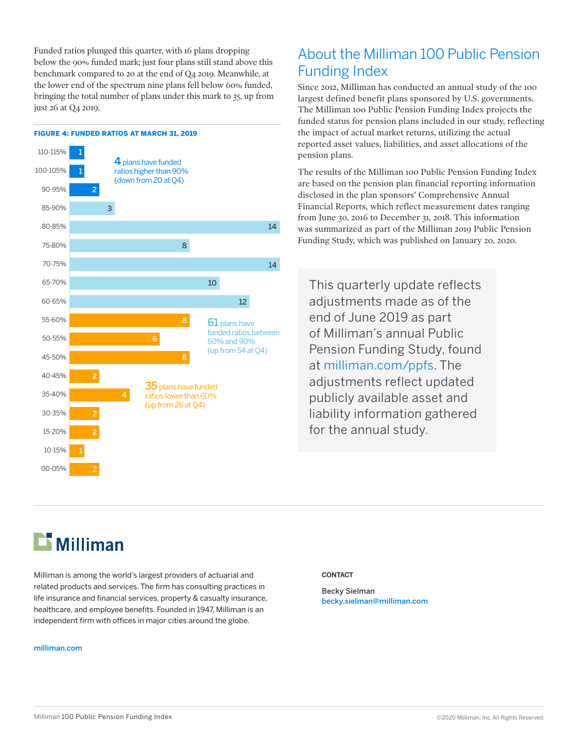Funded ratios plunged this quarter, with 16 plans dropping below the 90% funded mark; just four plans still stand above this benchmark compared to 20 at the end of Q4 2019. Meanwhile, at the lower end of the spectrum nine plans fell below 60% funded, bringing the total number of plans under this mark to 35, up from just 26 at Q4 2019.

**FIGURE 4: FUNDED RATIOS AT MARCH 31, 2019**

110-115% 1
100-105% 1
90-95% 2
85-90% 3
80-85% 14
75-80% 8
70-75% 14
65-70% 10
60-65% 12
55-60% 8
50-55% 6
45-50% 8
40-45% 2
35-40% 4
30-35% 2
15-20% 2
10-15% 1
00-05% 2

4 plans have funded ratios higher than 90% (down from 20 at Q4)

61 plans have funded ratios between 60% and 90% (up from 54 at Q4)

35 plans have funded ratios lower than 60% (up from 26 at Q4)

## About the Milliman 100 Public Pension Funding Index

Since 2012, Milliman has conducted an annual study of the 100 largest defined benefit plans sponsored by U.S. governments. The Milliman 100 Public Pension Funding Index projects the funded status for pension plans included in our study, reflecting the impact of actual market returns, utilizing the actual reported asset values, liabilities, and asset allocations of the pension plans.

The results of the Milliman 100 Public Pension Funding Index are based on the pension plan financial reporting information disclosed in the plan sponsors' Comprehensive Annual Financial Reports, which reflect measurement dates ranging from June 30, 2016 to December 31, 2018. This information was summarized as part of the Milliman 2019 Public Pension Funding Study, which was published on January 20, 2020.

This quarterly update reflects adjustments made as of the end of June 2019 as part of Milliman's annual Public Pension Funding Study, found at milliman.com/ppfs. The adjustments reflect updated publicly available asset and liability information gathered for the annual study.

**Milliman**

Milliman is among the world's largest providers of actuarial and related products and services. The firm has consulting practices in life insurance and financial services, property & casualty insurance, healthcare, and employee benefits. Founded in 1947, Milliman is an independent firm with offices in major cities around the globe.

milliman.com

**CONTACT**

Becky Sielman
becky.sielman@milliman.com

©2020 Milliman, Inc. All Rights Reserved.